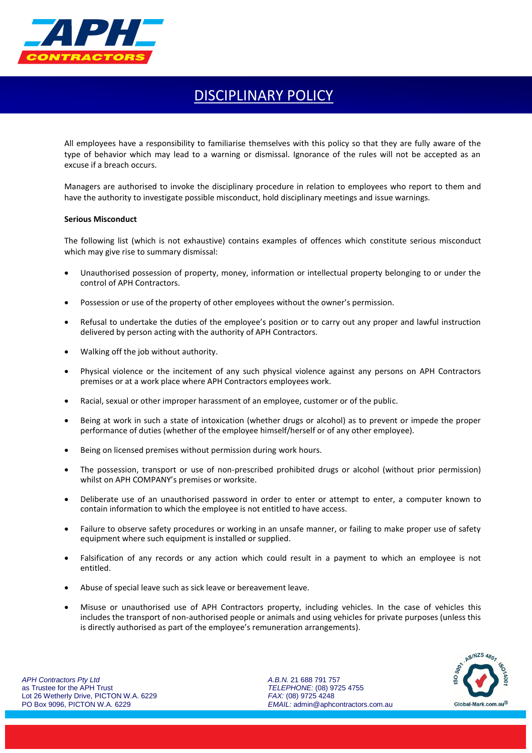# DISCIPLINARY POLICY

All employees have a responsibility to familiarise themselves with this policy so that they are fully aware of the type of behavior which may lead to a warning or dismissal. Ignorance of the rules will not be accepted as an excuse if a breach occurs.

Managers are authorised to invoke the disciplinary procedure in relation to employees who report to them and have the authority to investigate possible misconduct, hold disciplinary meetings and issue warnings.

**Serious Misconduct**

The following list (which is not exhaustive) contains examples of offences which constitute serious misconduct which may give rise to summary dismissal:

- Unauthorised possession of property, money, information or intellectual property belonging to or under the control of APH Contractors.
- Possession or use of the property of other employees without the owner's permission.
- Refusal to undertake the duties of the employee's position or to carry out any proper and lawful instruction delivered by person acting with the authority of APH Contractors.
- Walking off the job without authority.
- Physical violence or the incitement of any such physical violence against any persons on APH Contractors premises or at a work place where APH Contractors employees work.
- Racial, sexual or other improper harassment of an employee, customer or of the public.
- Being at work in such a state of intoxication (whether drugs or alcohol) as to prevent or impede the proper performance of duties (whether of the employee himself/herself or of any other employee).
- Being on licensed premises without permission during work hours.
- The possession, transport or use of non-prescribed prohibited drugs or alcohol (without prior permission) whilst on APH COMPANY's premises or worksite.
- Deliberate use of an unauthorised password in order to enter or attempt to enter, a computer known to contain information to which the employee is not entitled to have access.
- Failure to observe safety procedures or working in an unsafe manner, or failing to make proper use of safety equipment where such equipment is installed or supplied.
- Falsification of any records or any action which could result in a payment to which an employee is not entitled.
- Abuse of special leave such as sick leave or bereavement leave.
- Misuse or unauthorised use of APH Contractors property, including vehicles. In the case of vehicles this includes the transport of non-authorised people or animals and using vehicles for private purposes (unless this is directly authorised as part of the employee's remuneration arrangements).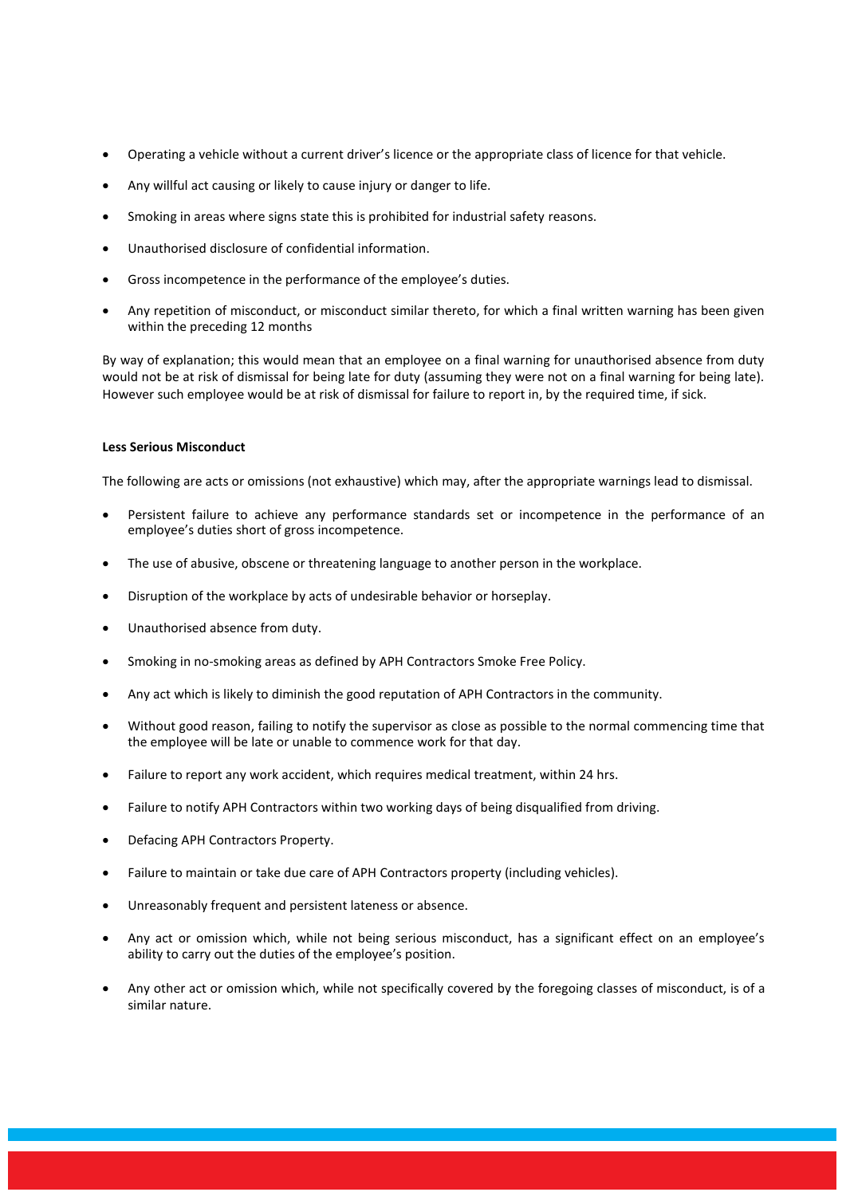- Operating a vehicle without a current driver's licence or the appropriate class of licence for that vehicle.
- Any willful act causing or likely to cause injury or danger to life.
- Smoking in areas where signs state this is prohibited for industrial safety reasons.
- Unauthorised disclosure of confidential information.
- Gross incompetence in the performance of the employee's duties.
- Any repetition of misconduct, or misconduct similar thereto, for which a final written warning has been given within the preceding 12 months

By way of explanation; this would mean that an employee on a final warning for unauthorised absence from duty would not be at risk of dismissal for being late for duty (assuming they were not on a final warning for being late). However such employee would be at risk of dismissal for failure to report in, by the required time, if sick.

**Less Serious Misconduct**

The following are acts or omissions (not exhaustive) which may, after the appropriate warnings lead to dismissal.

- Persistent failure to achieve any performance standards set or incompetence in the performance of an employee's duties short of gross incompetence.
- The use of abusive, obscene or threatening language to another person in the workplace.
- Disruption of the workplace by acts of undesirable behavior or horseplay.
- Unauthorised absence from duty.
- Smoking in no-smoking areas as defined by APH Contractors Smoke Free Policy.
- Any act which is likely to diminish the good reputation of APH Contractors in the community.
- Without good reason, failing to notify the supervisor as close as possible to the normal commencing time that the employee will be late or unable to commence work for that day.
- Failure to report any work accident, which requires medical treatment, within 24 hrs.
- Failure to notify APH Contractors within two working days of being disqualified from driving.
- Defacing APH Contractors Property.
- Failure to maintain or take due care of APH Contractors property (including vehicles).
- Unreasonably frequent and persistent lateness or absence.
- Any act or omission which, while not being serious misconduct, has a significant effect on an employee's ability to carry out the duties of the employee's position.
- Any other act or omission which, while not specifically covered by the foregoing classes of misconduct, is of a similar nature.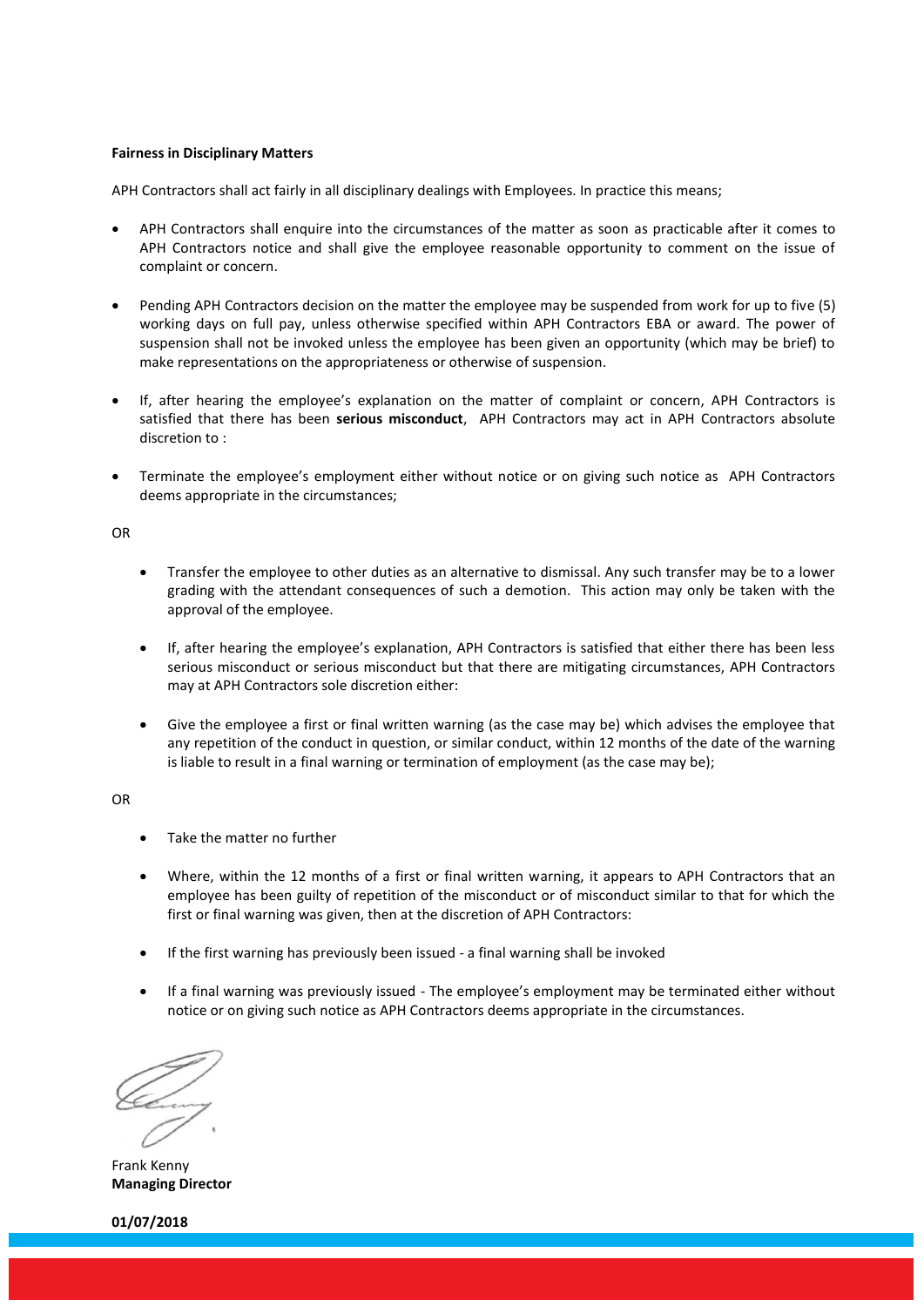**Fairness in Disciplinary Matters**

APH Contractors shall act fairly in all disciplinary dealings with Employees. In practice this means;

- APH Contractors shall enquire into the circumstances of the matter as soon as practicable after it comes to APH Contractors notice and shall give the employee reasonable opportunity to comment on the issue of complaint or concern.
- Pending APH Contractors decision on the matter the employee may be suspended from work for up to five (5) working days on full pay, unless otherwise specified within APH Contractors EBA or award. The power of suspension shall not be invoked unless the employee has been given an opportunity (which may be brief) to make representations on the appropriateness or otherwise of suspension.
- If, after hearing the employee's explanation on the matter of complaint or concern, APH Contractors is satisfied that there has been **serious misconduct**, APH Contractors may act in APH Contractors absolute discretion to :
- Terminate the employee's employment either without notice or on giving such notice as APH Contractors deems appropriate in the circumstances;

OR

- Transfer the employee to other duties as an alternative to dismissal. Any such transfer may be to a lower grading with the attendant consequences of such a demotion. This action may only be taken with the approval of the employee.
- If, after hearing the employee's explanation, APH Contractors is satisfied that either there has been less serious misconduct or serious misconduct but that there are mitigating circumstances, APH Contractors may at APH Contractors sole discretion either:
- Give the employee a first or final written warning (as the case may be) which advises the employee that any repetition of the conduct in question, or similar conduct, within 12 months of the date of the warning is liable to result in a final warning or termination of employment (as the case may be);

OR

- Take the matter no further
- Where, within the 12 months of a first or final written warning, it appears to APH Contractors that an employee has been guilty of repetition of the misconduct or of misconduct similar to that for which the first or final warning was given, then at the discretion of APH Contractors:
- If the first warning has previously been issued - a final warning shall be invoked
- If a final warning was previously issued - The employee's employment may be terminated either without notice or on giving such notice as APH Contractors deems appropriate in the circumstances.

Frank Kenny
**Managing Director**

**01/07/2018**